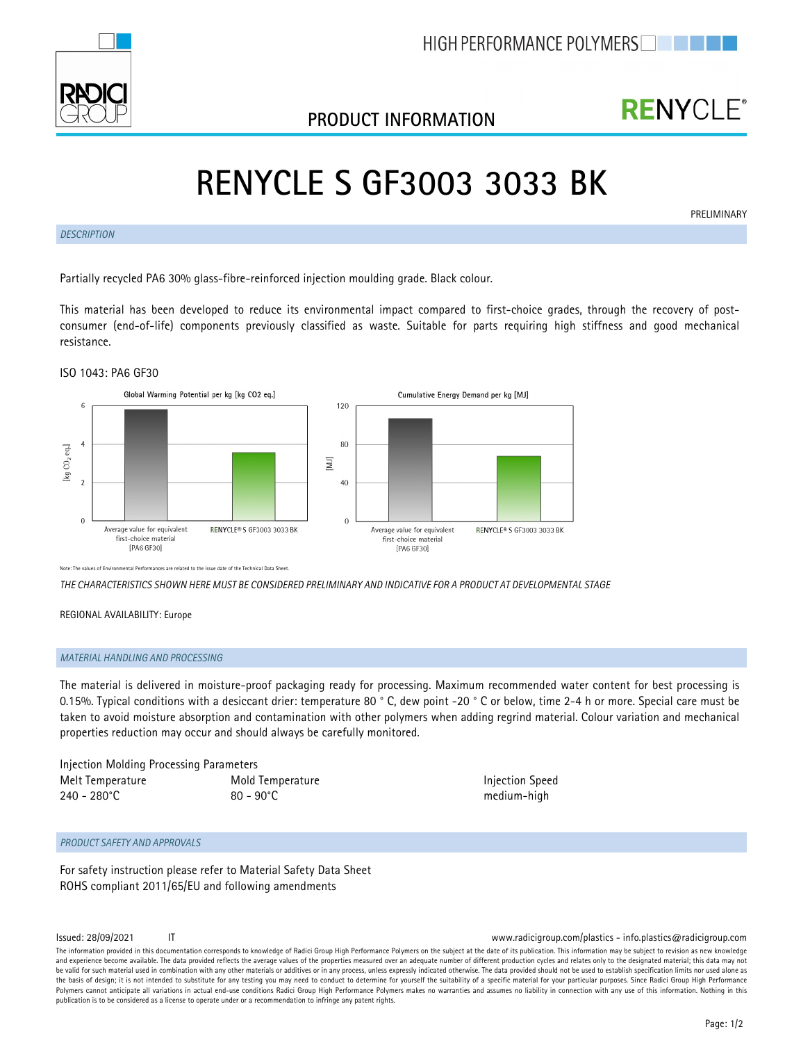HIGH PERFORMANCE POLYMERS

PRODUCT INFORMATION

# RENYCLE S GF3003 3033 BK

PRELIMINARY

## DESCRIPTION

Partially recycled PA6 30% glass-fibre-reinforced injection moulding grade. Black colour.

This material has been developed to reduce its environmental impact compared to first-choice grades, through the recovery of post-consumer (end-of-life) components previously classified as waste. Suitable for parts requiring high stiffness and good mechanical resistance.

ISO 1043: PA6 GF30

Global Warming Potential per kg [kg CO2 eq.]

Cumulative Energy Demand per kg [MJ]

Average value for equivalent first-choice material [PA6 GF30]

RENYCLE® S GF3003 3033 BK

Note: The values of Environmental Performances are related to the issue date of the Technical Data Sheet.

*THE CHARACTERISTICS SHOWN HERE MUST BE CONSIDERED PRELIMINARY AND INDICATIVE FOR A PRODUCT AT DEVELOPMENTAL STAGE*

REGIONAL AVAILABILITY: Europe

## MATERIAL HANDLING AND PROCESSING

The material is delivered in moisture-proof packaging ready for processing. Maximum recommended water content for best processing is 0.15%. Typical conditions with a desiccant drier: temperature 80 ° C, dew point -20 ° C or below, time 2-4 h or more. Special care must be taken to avoid moisture absorption and contamination with other polymers when adding regrind material. Colour variation and mechanical properties reduction may occur and should always be carefully monitored.

Injection Molding Processing Parameters

| Melt Temperature | Mold Temperature | Injection Speed |
| --- | --- | --- |
| 240 - 280°C | 80 - 90°C | medium-high |

## PRODUCT SAFETY AND APPROVALS

For safety instruction please refer to Material Safety Data Sheet
ROHS compliant 2011/65/EU and following amendments

Issued: 28/09/2021 IT

www.radicigroup.com/plastics - info.plastics@radicigroup.com

The information provided in this documentation corresponds to knowledge of Radici Group High Performance Polymers on the subject at the date of its publication. This information may be subject to revision as new knowledge and experience become available. The data provided reflects the average values of the properties measured over an adequate number of different production cycles and relates only to the designated material; this data may not be valid for such material used in combination with any other materials or additives or in any process, unless expressly indicated otherwise. The data provided should not be used to establish specification limits nor used alone as the basis of design; it is not intended to substitute for any testing you may need to conduct to determine for yourself the suitability of a specific material for your particular purposes. Since Radici Group High Performance Polymers cannot anticipate all variations in actual end-use conditions Radici Group High Performance Polymers makes no warranties and assumes no liability in connection with any use of this information. Nothing in this publication is to be considered as a license to operate under or a recommendation to infringe any patent rights.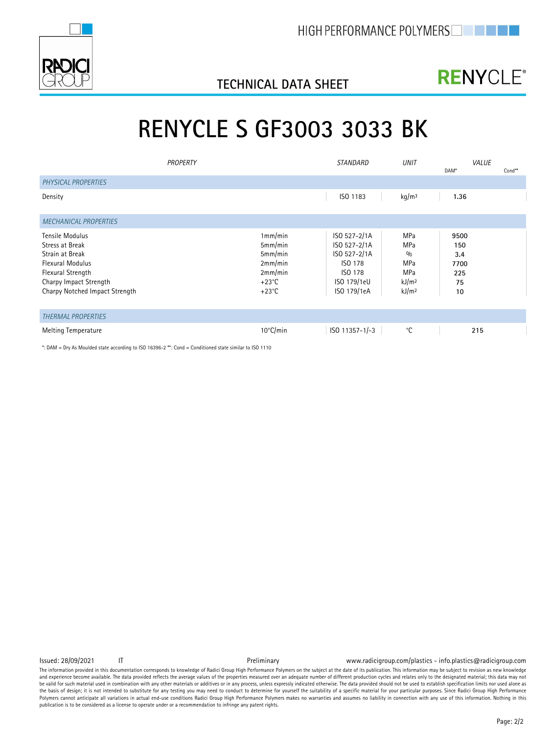HIGH PERFORMANCE POLYMERS

RADICI GROUP

TECHNICAL DATA SHEET

RENYCLE®

# RENYCLE S GF3003 3033 BK

| *PROPERTY* | | *STANDARD* | *UNIT* | *VALUE* DAM* | Cond** |
|---|---|---|---|---|---|
| *PHYSICAL PROPERTIES* | | | | | |
| Density | | ISO 1183 | $kg/m^3$ | 1.36 | |
| *MECHANICAL PROPERTIES* | | | | | |
| Tensile Modulus | 1mm/min | ISO 527-2/1A | MPa | 9500 | |
| Stress at Break | 5mm/min | ISO 527-2/1A | MPa | 150 | |
| Strain at Break | 5mm/min | ISO 527-2/1A | % | 3.4 | |
| Flexural Modulus | 2mm/min | ISO 178 | MPa | 7700 | |
| Flexural Strength | 2mm/min | ISO 178 | MPa | 225 | |
| Charpy Impact Strength | +23°C | ISO 179/1eU | $kJ/m^2$ | 75 | |
| Charpy Notched Impact Strength | +23°C | ISO 179/1eA | $kJ/m^2$ | 10 | |
| *THERMAL PROPERTIES* | | | | | |
| Melting Temperature | 10°C/min | ISO 11357-1/-3 | °C | 215 | |

*: DAM = Dry As Moulded state according to ISO 16396-2 **: Cond = Conditioned state similar to ISO 1110

Issued: 28/09/2021 IT Preliminary www.radicigroup.com/plastics - info.plastics@radicigroup.com

The information provided in this documentation corresponds to knowledge of Radici Group High Performance Polymers on the subject at the date of its publication. This information may be subject to revision as new knowledge and experience become available. The data provided reflects the average values of the properties measured over an adequate number of different production cycles and relates only to the designated material; this data may not be valid for such material used in combination with any other materials or additives or in any process, unless expressly indicated otherwise. The data provided should not be used to establish specification limits nor used alone as the basis of design; it is not intended to substitute for any testing you may need to conduct to determine for yourself the suitability of a specific material for your particular purposes. Since Radici Group High Performance Polymers cannot anticipate all variations in actual end-use conditions Radici Group High Performance Polymers makes no warranties and assumes no liability in connection with any use of this information. Nothing in this publication is to be considered as a license to operate under or a recommendation to infringe any patent rights.